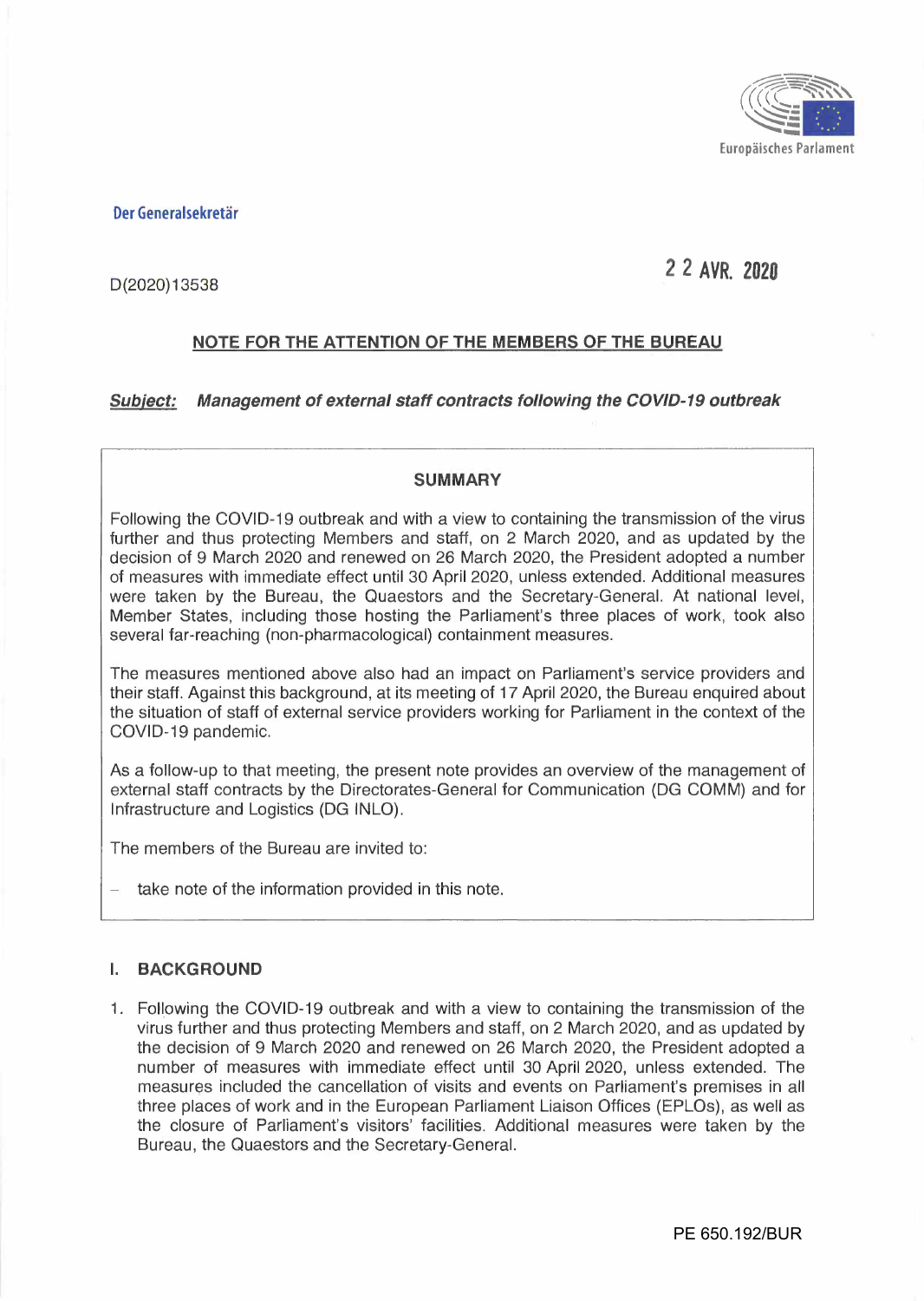Europäisches Parlament

**Der Generalsekretär**

D(2020)13538

22 AVR. 2020

**NOTE FOR THE ATTENTION OF THE MEMBERS OF THE BUREAU**

***Subject:*** ***Management of external staff contracts following the COVID-19 outbreak***

**SUMMARY**

Following the COVID-19 outbreak and with a view to containing the transmission of the virus further and thus protecting Members and staff, on 2 March 2020, and as updated by the decision of 9 March 2020 and renewed on 26 March 2020, the President adopted a number of measures with immediate effect until 30 April 2020, unless extended. Additional measures were taken by the Bureau, the Quaestors and the Secretary-General. At national level, Member States, including those hosting the Parliament's three places of work, took also several far-reaching (non-pharmacological) containment measures.

The measures mentioned above also had an impact on Parliament's service providers and their staff. Against this background, at its meeting of 17 April 2020, the Bureau enquired about the situation of staff of external service providers working for Parliament in the context of the COVID-19 pandemic.

As a follow-up to that meeting, the present note provides an overview of the management of external staff contracts by the Directorates-General for Communication (DG COMM) and for Infrastructure and Logistics (DG INLO).

The members of the Bureau are invited to:

- take note of the information provided in this note.

## I. BACKGROUND

1. Following the COVID-19 outbreak and with a view to containing the transmission of the virus further and thus protecting Members and staff, on 2 March 2020, and as updated by the decision of 9 March 2020 and renewed on 26 March 2020, the President adopted a number of measures with immediate effect until 30 April 2020, unless extended. The measures included the cancellation of visits and events on Parliament's premises in all three places of work and in the European Parliament Liaison Offices (EPLOs), as well as the closure of Parliament's visitors' facilities. Additional measures were taken by the Bureau, the Quaestors and the Secretary-General.

PE 650.192/BUR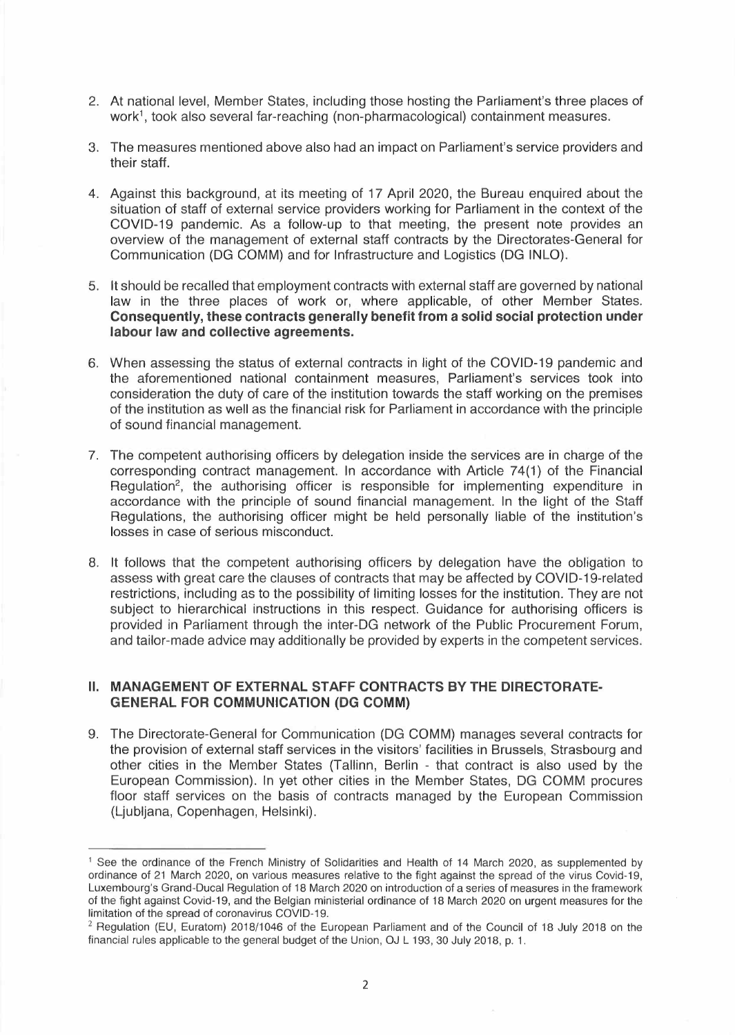2. At national level, Member States, including those hosting the Parliament's three places of work[1], took also several far-reaching (non-pharmacological) containment measures.

3. The measures mentioned above also had an impact on Parliament's service providers and their staff.

4. Against this background, at its meeting of 17 April 2020, the Bureau enquired about the situation of staff of external service providers working for Parliament in the context of the COVID-19 pandemic. As a follow-up to that meeting, the present note provides an overview of the management of external staff contracts by the Directorates-General for Communication (DG COMM) and for Infrastructure and Logistics (DG INLO).

5. It should be recalled that employment contracts with external staff are governed by national law in the three places of work or, where applicable, of other Member States. **Consequently, these contracts generally benefit from a solid social protection under labour law and collective agreements.**

6. When assessing the status of external contracts in light of the COVID-19 pandemic and the aforementioned national containment measures, Parliament's services took into consideration the duty of care of the institution towards the staff working on the premises of the institution as well as the financial risk for Parliament in accordance with the principle of sound financial management.

7. The competent authorising officers by delegation inside the services are in charge of the corresponding contract management. In accordance with Article 74(1) of the Financial Regulation[2], the authorising officer is responsible for implementing expenditure in accordance with the principle of sound financial management. In the light of the Staff Regulations, the authorising officer might be held personally liable of the institution's losses in case of serious misconduct.

8. It follows that the competent authorising officers by delegation have the obligation to assess with great care the clauses of contracts that may be affected by COVID-19-related restrictions, including as to the possibility of limiting losses for the institution. They are not subject to hierarchical instructions in this respect. Guidance for authorising officers is provided in Parliament through the inter-DG network of the Public Procurement Forum, and tailor-made advice may additionally be provided by experts in the competent services.

## II. MANAGEMENT OF EXTERNAL STAFF CONTRACTS BY THE DIRECTORATE-GENERAL FOR COMMUNICATION (DG COMM)

9. The Directorate-General for Communication (DG COMM) manages several contracts for the provision of external staff services in the visitors' facilities in Brussels, Strasbourg and other cities in the Member States (Tallinn, Berlin - that contract is also used by the European Commission). In yet other cities in the Member States, DG COMM procures floor staff services on the basis of contracts managed by the European Commission (Ljubljana, Copenhagen, Helsinki).

---

[1] See the ordinance of the French Ministry of Solidarities and Health of 14 March 2020, as supplemented by ordinance of 21 March 2020, on various measures relative to the fight against the spread of the virus Covid-19, Luxembourg's Grand-Ducal Regulation of 18 March 2020 on introduction of a series of measures in the framework of the fight against Covid-19, and the Belgian ministerial ordinance of 18 March 2020 on urgent measures for the limitation of the spread of coronavirus COVID-19.

[2] Regulation (EU, Euratom) 2018/1046 of the European Parliament and of the Council of 18 July 2018 on the financial rules applicable to the general budget of the Union, OJ L 193, 30 July 2018, p. 1.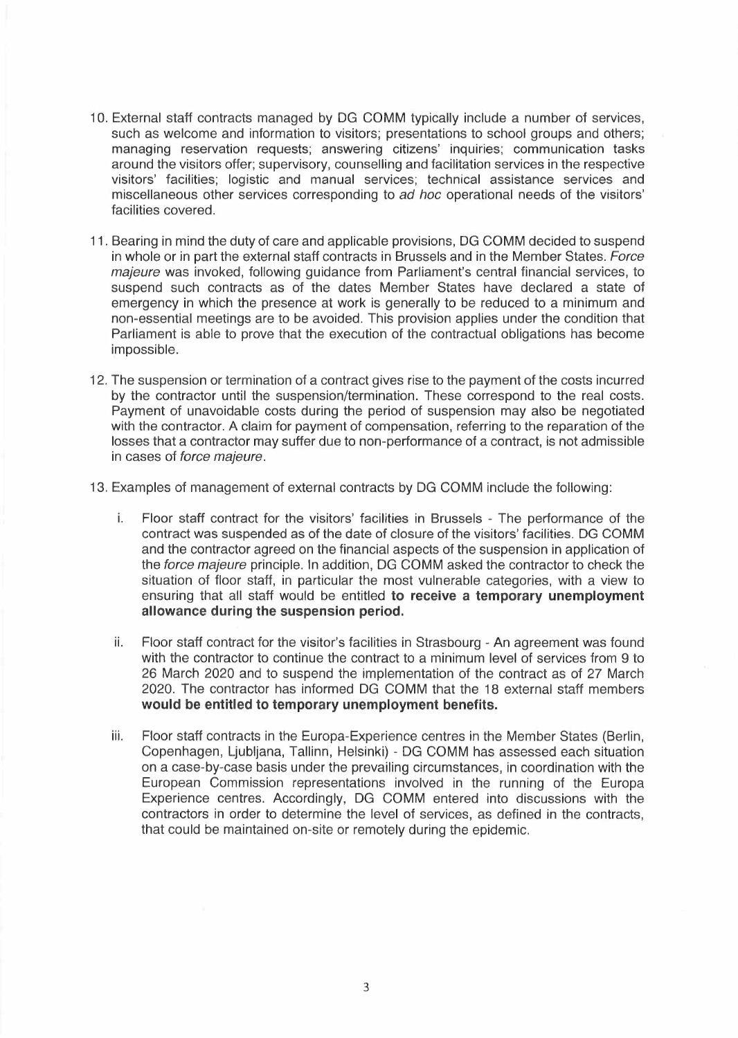10. External staff contracts managed by DG COMM typically include a number of services, such as welcome and information to visitors; presentations to school groups and others; managing reservation requests; answering citizens' inquiries; communication tasks around the visitors offer; supervisory, counselling and facilitation services in the respective visitors' facilities; logistic and manual services; technical assistance services and miscellaneous other services corresponding to *ad hoc* operational needs of the visitors' facilities covered.

11. Bearing in mind the duty of care and applicable provisions, DG COMM decided to suspend in whole or in part the external staff contracts in Brussels and in the Member States. *Force majeure* was invoked, following guidance from Parliament's central financial services, to suspend such contracts as of the dates Member States have declared a state of emergency in which the presence at work is generally to be reduced to a minimum and non-essential meetings are to be avoided. This provision applies under the condition that Parliament is able to prove that the execution of the contractual obligations has become impossible.

12. The suspension or termination of a contract gives rise to the payment of the costs incurred by the contractor until the suspension/termination. These correspond to the real costs. Payment of unavoidable costs during the period of suspension may also be negotiated with the contractor. A claim for payment of compensation, referring to the reparation of the losses that a contractor may suffer due to non-performance of a contract, is not admissible in cases of *force majeure*.

13. Examples of management of external contracts by DG COMM include the following:

    i. Floor staff contract for the visitors' facilities in Brussels - The performance of the contract was suspended as of the date of closure of the visitors' facilities. DG COMM and the contractor agreed on the financial aspects of the suspension in application of the *force majeure* principle. In addition, DG COMM asked the contractor to check the situation of floor staff, in particular the most vulnerable categories, with a view to ensuring that all staff would be entitled **to receive a temporary unemployment allowance during the suspension period.**

    ii. Floor staff contract for the visitor's facilities in Strasbourg - An agreement was found with the contractor to continue the contract to a minimum level of services from 9 to 26 March 2020 and to suspend the implementation of the contract as of 27 March 2020. The contractor has informed DG COMM that the 18 external staff members **would be entitled to temporary unemployment benefits.**

    iii. Floor staff contracts in the Europa-Experience centres in the Member States (Berlin, Copenhagen, Ljubljana, Tallinn, Helsinki) - DG COMM has assessed each situation on a case-by-case basis under the prevailing circumstances, in coordination with the European Commission representations involved in the running of the Europa Experience centres. Accordingly, DG COMM entered into discussions with the contractors in order to determine the level of services, as defined in the contracts, that could be maintained on-site or remotely during the epidemic.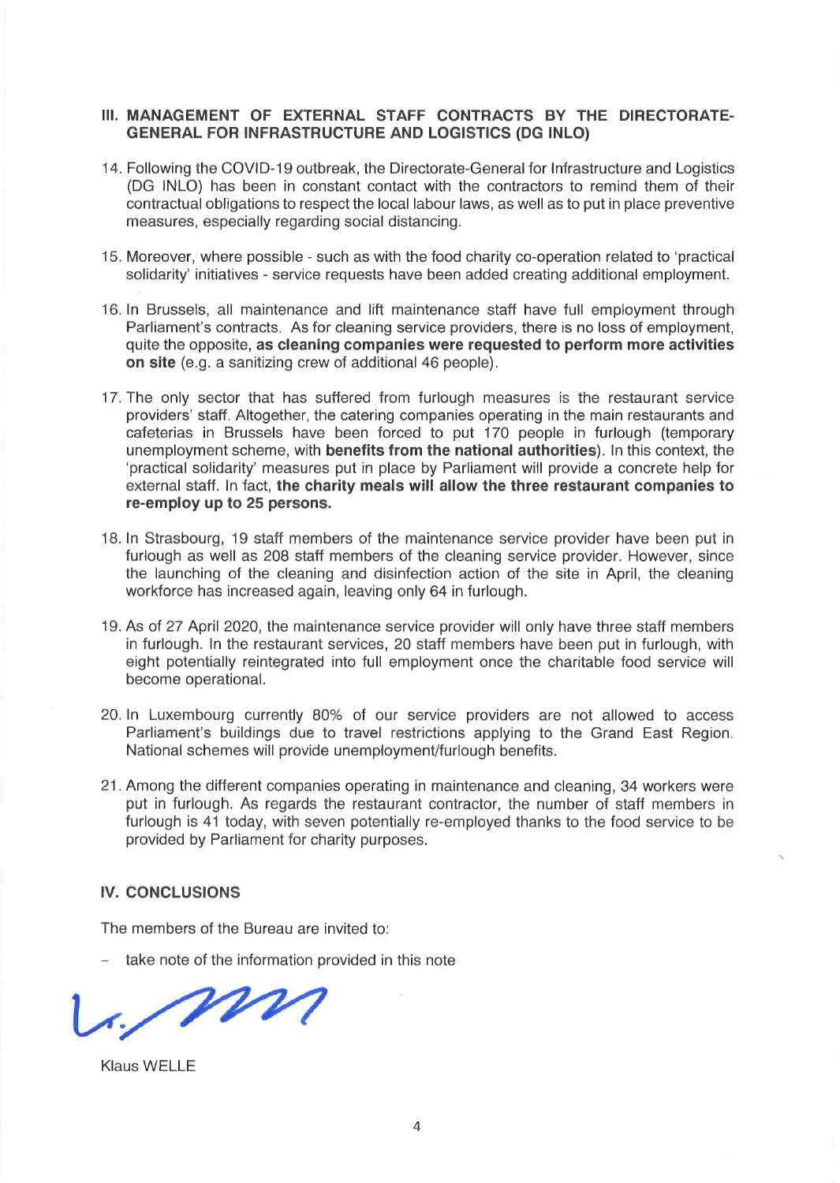## III. MANAGEMENT OF EXTERNAL STAFF CONTRACTS BY THE DIRECTORATE-GENERAL FOR INFRASTRUCTURE AND LOGISTICS (DG INLO)

14. Following the COVID-19 outbreak, the Directorate-General for Infrastructure and Logistics (DG INLO) has been in constant contact with the contractors to remind them of their contractual obligations to respect the local labour laws, as well as to put in place preventive measures, especially regarding social distancing.

15. Moreover, where possible - such as with the food charity co-operation related to 'practical solidarity' initiatives - service requests have been added creating additional employment.

16. In Brussels, all maintenance and lift maintenance staff have full employment through Parliament's contracts. As for cleaning service providers, there is no loss of employment, quite the opposite, **as cleaning companies were requested to perform more activities on site** (e.g. a sanitizing crew of additional 46 people).

17. The only sector that has suffered from furlough measures is the restaurant service providers' staff. Altogether, the catering companies operating in the main restaurants and cafeterias in Brussels have been forced to put 170 people in furlough (temporary unemployment scheme, with **benefits from the national authorities**). In this context, the 'practical solidarity' measures put in place by Parliament will provide a concrete help for external staff. In fact, **the charity meals will allow the three restaurant companies to re-employ up to 25 persons.**

18. In Strasbourg, 19 staff members of the maintenance service provider have been put in furlough as well as 208 staff members of the cleaning service provider. However, since the launching of the cleaning and disinfection action of the site in April, the cleaning workforce has increased again, leaving only 64 in furlough.

19. As of 27 April 2020, the maintenance service provider will only have three staff members in furlough. In the restaurant services, 20 staff members have been put in furlough, with eight potentially reintegrated into full employment once the charitable food service will become operational.

20. In Luxembourg currently 80% of our service providers are not allowed to access Parliament's buildings due to travel restrictions applying to the Grand East Region. National schemes will provide unemployment/furlough benefits.

21. Among the different companies operating in maintenance and cleaning, 34 workers were put in furlough. As regards the restaurant contractor, the number of staff members in furlough is 41 today, with seven potentially re-employed thanks to the food service to be provided by Parliament for charity purposes.

## IV. CONCLUSIONS

The members of the Bureau are invited to:

- take note of the information provided in this note

Klaus WELLE